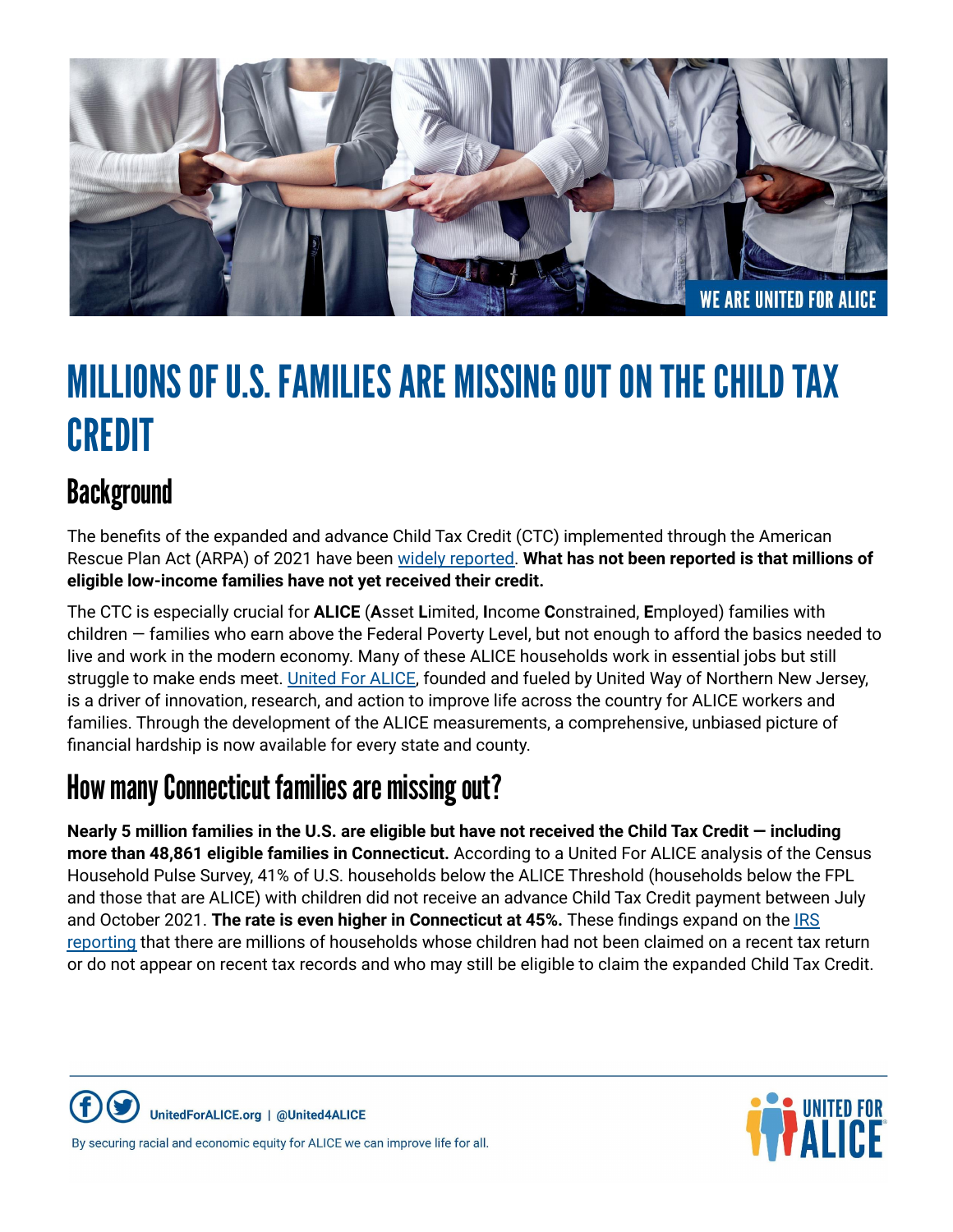# MILLIONS OF U.S. FAMILIES ARE MISSING OUT ON THE CHILD TAX CREDIT

## Background

The benefits of the expanded and advance Child Tax Credit (CTC) implemented through the American Rescue Plan Act (ARPA) of 2021 have been widely reported. **What has not been reported is that millions of eligible low-income families have not yet received their credit.**

The CTC is especially crucial for **ALICE** (**A**sset **L**imited, **I**ncome **C**onstrained, **E**mployed) families with children — families who earn above the Federal Poverty Level, but not enough to afford the basics needed to live and work in the modern economy. Many of these ALICE households work in essential jobs but still struggle to make ends meet. United For ALICE, founded and fueled by United Way of Northern New Jersey, is a driver of innovation, research, and action to improve life across the country for ALICE workers and families. Through the development of the ALICE measurements, a comprehensive, unbiased picture of financial hardship is now available for every state and county.

## How many Connecticut families are missing out?

**Nearly 5 million families in the U.S. are eligible but have not received the Child Tax Credit — including more than 48,861 eligible families in Connecticut.** According to a United For ALICE analysis of the Census Household Pulse Survey, 41% of U.S. households below the ALICE Threshold (households below the FPL and those that are ALICE) with children did not receive an advance Child Tax Credit payment between July and October 2021. **The rate is even higher in Connecticut at 45%.** These findings expand on the IRS reporting that there are millions of households whose children had not been claimed on a recent tax return or do not appear on recent tax records and who may still be eligible to claim the expanded Child Tax Credit.

UnitedForALICE.org | @United4ALICE

By securing racial and economic equity for ALICE we can improve life for all.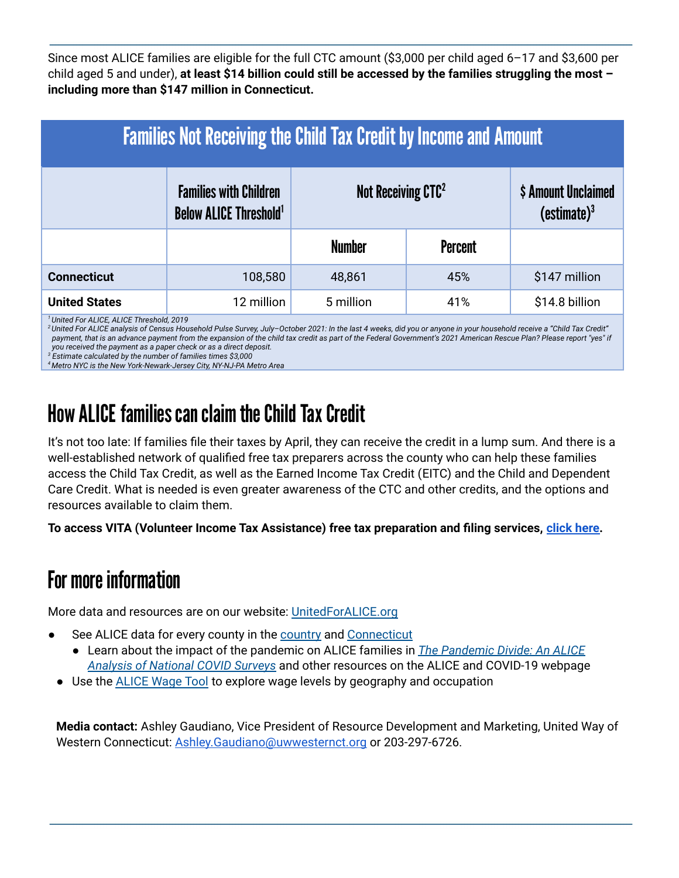Since most ALICE families are eligible for the full CTC amount ($3,000 per child aged 6–17 and $3,600 per child aged 5 and under), **at least $14 billion could still be accessed by the families struggling the most – including more than $147 million in Connecticut.**

## Families Not Receiving the Child Tax Credit by Income and Amount

| | Families with Children Below ALICE Threshold[1] | Not Receiving CTC[2] | | $ Amount Unclaimed (estimate)[3] |
|---|---|---|---|---|
| | | Number | Percent | |
| **Connecticut** | 108,580 | 48,861 | 45% | $147 million |
| **United States** | 12 million | 5 million | 41% | $14.8 billion |

*[1] United For ALICE, ALICE Threshold, 2019*
*[2] United For ALICE analysis of Census Household Pulse Survey, July–October 2021: In the last 4 weeks, did you or anyone in your household receive a "Child Tax Credit" payment, that is an advance payment from the expansion of the child tax credit as part of the Federal Government's 2021 American Rescue Plan? Please report "yes" if you received the payment as a paper check or as a direct deposit.*
*[3] Estimate calculated by the number of families times $3,000*
*[4] Metro NYC is the New York-Newark-Jersey City, NY-NJ-PA Metro Area*

# How ALICE families can claim the Child Tax Credit

It's not too late: If families file their taxes by April, they can receive the credit in a lump sum. And there is a well-established network of qualified free tax preparers across the county who can help these families access the Child Tax Credit, as well as the Earned Income Tax Credit (EITC) and the Child and Dependent Care Credit. What is needed is even greater awareness of the CTC and other credits, and the options and resources available to claim them.

**To access VITA (Volunteer Income Tax Assistance) free tax preparation and filing services, click here.**

# For more information

More data and resources are on our website: UnitedForALICE.org

- See ALICE data for every county in the country and Connecticut
  - Learn about the impact of the pandemic on ALICE families in *The Pandemic Divide: An ALICE Analysis of National COVID Surveys* and other resources on the ALICE and COVID-19 webpage
- Use the ALICE Wage Tool to explore wage levels by geography and occupation

**Media contact:** Ashley Gaudiano, Vice President of Resource Development and Marketing, United Way of Western Connecticut: Ashley.Gaudiano@uwwesternct.org or 203-297-6726.